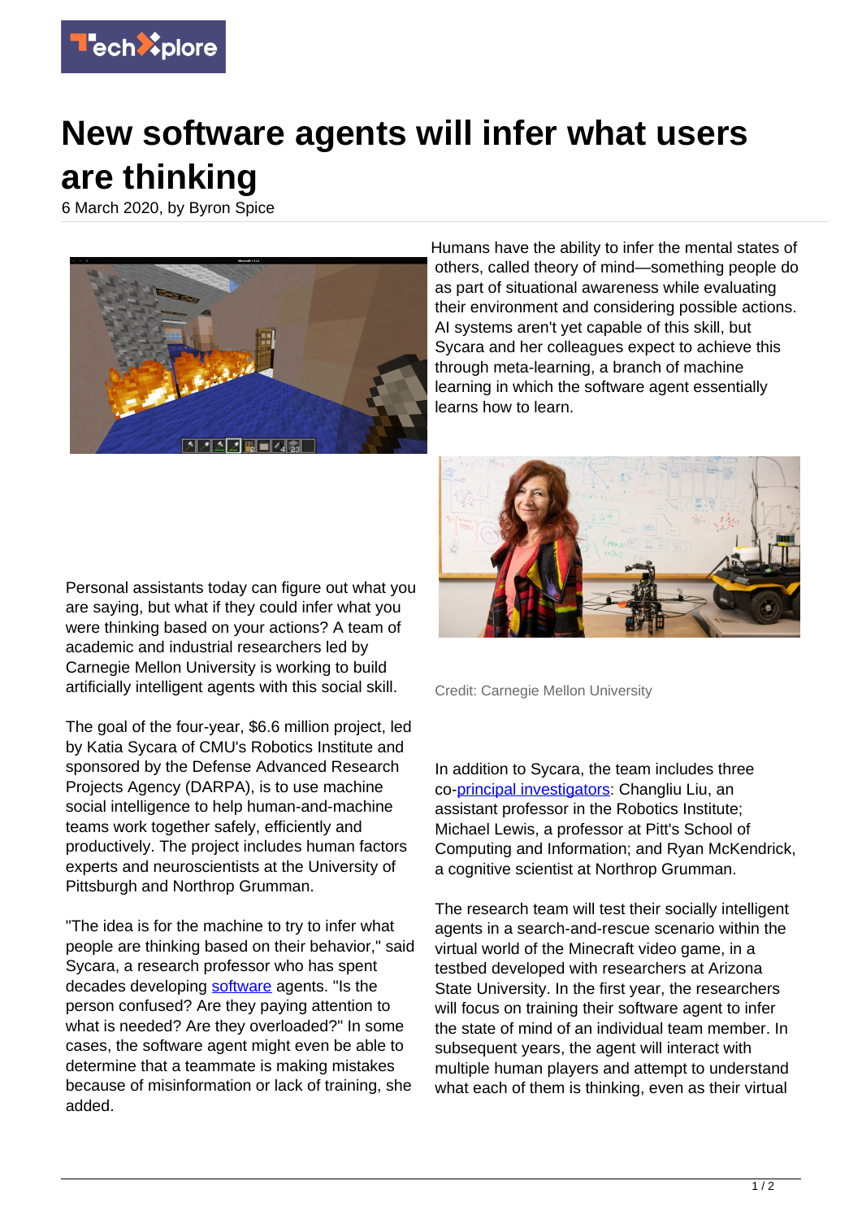# New software agents will infer what users are thinking

6 March 2020, by Byron Spice

Humans have the ability to infer the mental states of others, called theory of mind—something people do as part of situational awareness while evaluating their environment and considering possible actions. AI systems aren't yet capable of this skill, but Sycara and her colleagues expect to achieve this through meta-learning, a branch of machine learning in which the software agent essentially learns how to learn.

Personal assistants today can figure out what you are saying, but what if they could infer what you were thinking based on your actions? A team of academic and industrial researchers led by Carnegie Mellon University is working to build artificially intelligent agents with this social skill.

Credit: Carnegie Mellon University

The goal of the four-year, $6.6 million project, led by Katia Sycara of CMU's Robotics Institute and sponsored by the Defense Advanced Research Projects Agency (DARPA), is to use machine social intelligence to help human-and-machine teams work together safely, efficiently and productively. The project includes human factors experts and neuroscientists at the University of Pittsburgh and Northrop Grumman.

"The idea is for the machine to try to infer what people are thinking based on their behavior," said Sycara, a research professor who has spent decades developing software agents. "Is the person confused? Are they paying attention to what is needed? Are they overloaded?" In some cases, the software agent might even be able to determine that a teammate is making mistakes because of misinformation or lack of training, she added.

In addition to Sycara, the team includes three co-principal investigators: Changliu Liu, an assistant professor in the Robotics Institute; Michael Lewis, a professor at Pitt's School of Computing and Information; and Ryan McKendrick, a cognitive scientist at Northrop Grumman.

The research team will test their socially intelligent agents in a search-and-rescue scenario within the virtual world of the Minecraft video game, in a testbed developed with researchers at Arizona State University. In the first year, the researchers will focus on training their software agent to infer the state of mind of an individual team member. In subsequent years, the agent will interact with multiple human players and attempt to understand what each of them is thinking, even as their virtual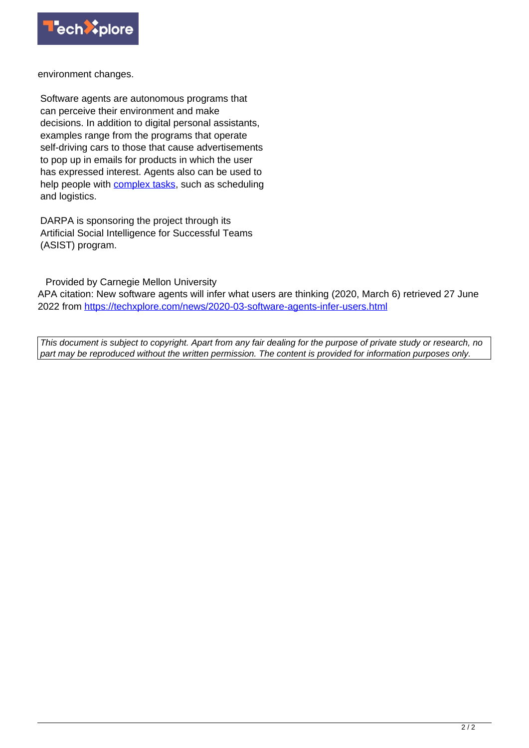environment changes.

Software agents are autonomous programs that can perceive their environment and make decisions. In addition to digital personal assistants, examples range from the programs that operate self-driving cars to those that cause advertisements to pop up in emails for products in which the user has expressed interest. Agents also can be used to help people with [complex tasks](https://techxplore.com/tags/complex+tasks/), such as scheduling and logistics.

DARPA is sponsoring the project through its Artificial Social Intelligence for Successful Teams (ASIST) program.

Provided by Carnegie Mellon University

APA citation: New software agents will infer what users are thinking (2020, March 6) retrieved 27 June 2022 from https://techxplore.com/news/2020-03-software-agents-infer-users.html

*This document is subject to copyright. Apart from any fair dealing for the purpose of private study or research, no part may be reproduced without the written permission. The content is provided for information purposes only.*